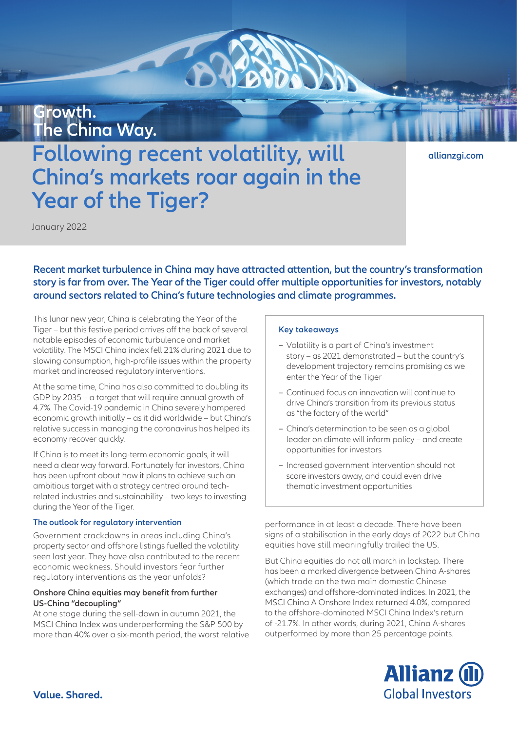Growth.
The China Way.

# Following recent volatility, will China's markets roar again in the Year of the Tiger?

allianzgi.com

January 2022

**Recent market turbulence in China may have attracted attention, but the country's transformation story is far from over. The Year of the Tiger could offer multiple opportunities for investors, notably around sectors related to China's future technologies and climate programmes.**

This lunar new year, China is celebrating the Year of the Tiger – but this festive period arrives off the back of several notable episodes of economic turbulence and market volatility. The MSCI China index fell 21% during 2021 due to slowing consumption, high-profile issues within the property market and increased regulatory interventions.

At the same time, China has also committed to doubling its GDP by 2035 – a target that will require annual growth of 4.7%. The Covid-19 pandemic in China severely hampered economic growth initially – as it did worldwide – but China's relative success in managing the coronavirus has helped its economy recover quickly.

If China is to meet its long-term economic goals, it will need a clear way forward. Fortunately for investors, China has been upfront about how it plans to achieve such an ambitious target with a strategy centred around tech-related industries and sustainability – two keys to investing during the Year of the Tiger.

### Key takeaways

- Volatility is a part of China's investment story – as 2021 demonstrated – but the country's development trajectory remains promising as we enter the Year of the Tiger
- Continued focus on innovation will continue to drive China's transition from its previous status as "the factory of the world"
- China's determination to be seen as a global leader on climate will inform policy – and create opportunities for investors
- Increased government intervention should not scare investors away, and could even drive thematic investment opportunities

## The outlook for regulatory intervention

Government crackdowns in areas including China's property sector and offshore listings fuelled the volatility seen last year. They have also contributed to the recent economic weakness. Should investors fear further regulatory interventions as the year unfolds?

### Onshore China equities may benefit from further US-China "decoupling"

At one stage during the sell-down in autumn 2021, the MSCI China Index was underperforming the S&P 500 by more than 40% over a six-month period, the worst relative performance in at least a decade. There have been signs of a stabilisation in the early days of 2022 but China equities have still meaningfully trailed the US.

But China equities do not all march in lockstep. There has been a marked divergence between China A-shares (which trade on the two main domestic Chinese exchanges) and offshore-dominated indices. In 2021, the MSCI China A Onshore Index returned 4.0%, compared to the offshore-dominated MSCI China Index's return of -21.7%. In other words, during 2021, China A-shares outperformed by more than 25 percentage points.

**Value. Shared.**

Allianz Global Investors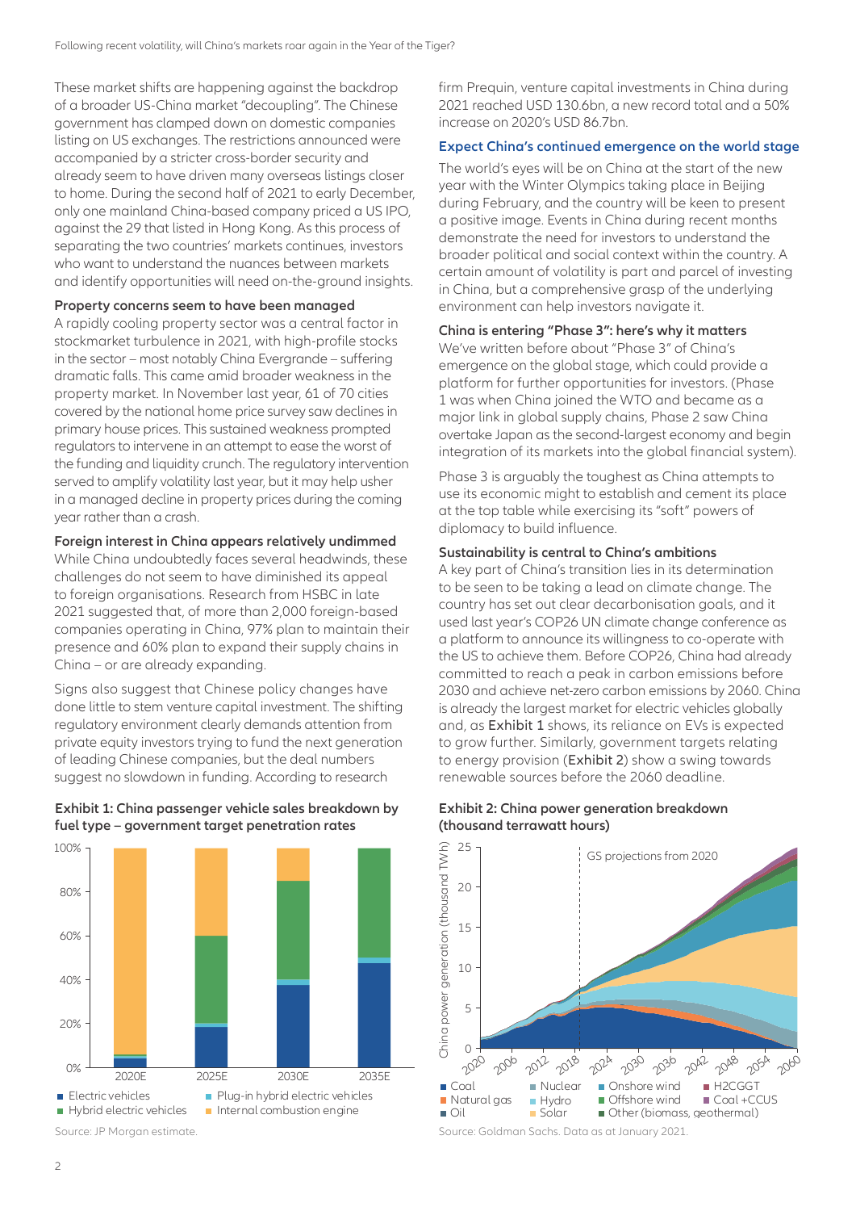These market shifts are happening against the backdrop of a broader US-China market "decoupling". The Chinese government has clamped down on domestic companies listing on US exchanges. The restrictions announced were accompanied by a stricter cross-border security and already seem to have driven many overseas listings closer to home. During the second half of 2021 to early December, only one mainland China-based company priced a US IPO, against the 29 that listed in Hong Kong. As this process of separating the two countries' markets continues, investors who want to understand the nuances between markets and identify opportunities will need on-the-ground insights.

**Property concerns seem to have been managed**

A rapidly cooling property sector was a central factor in stockmarket turbulence in 2021, with high-profile stocks in the sector – most notably China Evergrande – suffering dramatic falls. This came amid broader weakness in the property market. In November last year, 61 of 70 cities covered by the national home price survey saw declines in primary house prices. This sustained weakness prompted regulators to intervene in an attempt to ease the worst of the funding and liquidity crunch. The regulatory intervention served to amplify volatility last year, but it may help usher in a managed decline in property prices during the coming year rather than a crash.

**Foreign interest in China appears relatively undimmed**

While China undoubtedly faces several headwinds, these challenges do not seem to have diminished its appeal to foreign organisations. Research from HSBC in late 2021 suggested that, of more than 2,000 foreign-based companies operating in China, 97% plan to maintain their presence and 60% plan to expand their supply chains in China – or are already expanding.

Signs also suggest that Chinese policy changes have done little to stem venture capital investment. The shifting regulatory environment clearly demands attention from private equity investors trying to fund the next generation of leading Chinese companies, but the deal numbers suggest no slowdown in funding. According to research firm Prequin, venture capital investments in China during 2021 reached USD 130.6bn, a new record total and a 50% increase on 2020's USD 86.7bn.

## Expect China's continued emergence on the world stage

The world's eyes will be on China at the start of the new year with the Winter Olympics taking place in Beijing during February, and the country will be keen to present a positive image. Events in China during recent months demonstrate the need for investors to understand the broader political and social context within the country. A certain amount of volatility is part and parcel of investing in China, but a comprehensive grasp of the underlying environment can help investors navigate it.

**China is entering "Phase 3": here's why it matters**

We've written before about "Phase 3" of China's emergence on the global stage, which could provide a platform for further opportunities for investors. (Phase 1 was when China joined the WTO and became as a major link in global supply chains, Phase 2 saw China overtake Japan as the second-largest economy and begin integration of its markets into the global financial system).

Phase 3 is arguably the toughest as China attempts to use its economic might to establish and cement its place at the top table while exercising its "soft" powers of diplomacy to build influence.

**Sustainability is central to China's ambitions**

A key part of China's transition lies in its determination to be seen to be taking a lead on climate change. The country has set out clear decarbonisation goals, and it used last year's COP26 UN climate change conference as a platform to announce its willingness to co-operate with the US to achieve them. Before COP26, China had already committed to reach a peak in carbon emissions before 2030 and achieve net-zero carbon emissions by 2060. China is already the largest market for electric vehicles globally and, as Exhibit 1 shows, its reliance on EVs is expected to grow further. Similarly, government targets relating to energy provision (Exhibit 2) show a swing towards renewable sources before the 2060 deadline.

**Exhibit 1: China passenger vehicle sales breakdown by fuel type – government target penetration rates**

Legend: Electric vehicles, Plug-in hybrid electric vehicles, Hybrid electric vehicles, Internal combustion engine (categories 2020E, 2025E, 2030E, 2035E)

Source: JP Morgan estimate.

**Exhibit 2: China power generation breakdown (thousand terrawatt hours)**

GS projections from 2020

Legend: Coal, Natural gas, Oil, Nuclear, Hydro, Solar, Onshore wind, Offshore wind, Other (biomass, geothermal), H2CGGT, Coal +CCUS

Source: Goldman Sachs. Data as at January 2021.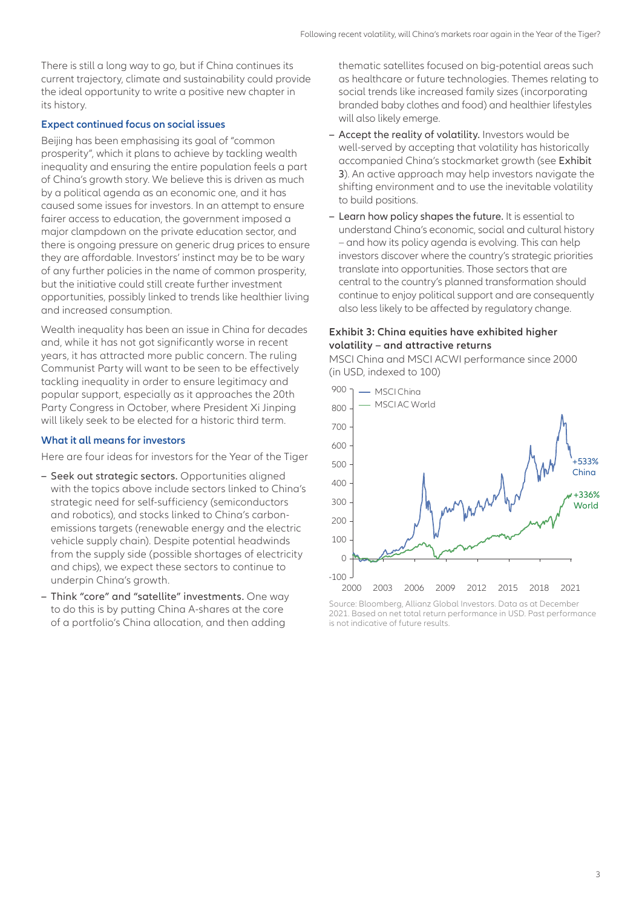There is still a long way to go, but if China continues its current trajectory, climate and sustainability could provide the ideal opportunity to write a positive new chapter in its history.

### Expect continued focus on social issues

Beijing has been emphasising its goal of "common prosperity", which it plans to achieve by tackling wealth inequality and ensuring the entire population feels a part of China's growth story. We believe this is driven as much by a political agenda as an economic one, and it has caused some issues for investors. In an attempt to ensure fairer access to education, the government imposed a major clampdown on the private education sector, and there is ongoing pressure on generic drug prices to ensure they are affordable. Investors' instinct may be to be wary of any further policies in the name of common prosperity, but the initiative could still create further investment opportunities, possibly linked to trends like healthier living and increased consumption.

Wealth inequality has been an issue in China for decades and, while it has not got significantly worse in recent years, it has attracted more public concern. The ruling Communist Party will want to be seen to be effectively tackling inequality in order to ensure legitimacy and popular support, especially as it approaches the 20th Party Congress in October, where President Xi Jinping will likely seek to be elected for a historic third term.

### What it all means for investors

Here are four ideas for investors for the Year of the Tiger

- Seek out strategic sectors. Opportunities aligned with the topics above include sectors linked to China's strategic need for self-sufficiency (semiconductors and robotics), and stocks linked to China's carbon-emissions targets (renewable energy and the electric vehicle supply chain). Despite potential headwinds from the supply side (possible shortages of electricity and chips), we expect these sectors to continue to underpin China's growth.
- Think "core" and "satellite" investments. One way to do this is by putting China A-shares at the core of a portfolio's China allocation, and then adding thematic satellites focused on big-potential areas such as healthcare or future technologies. Themes relating to social trends like increased family sizes (incorporating branded baby clothes and food) and healthier lifestyles will also likely emerge.
- Accept the reality of volatility. Investors would be well-served by accepting that volatility has historically accompanied China's stockmarket growth (see Exhibit 3). An active approach may help investors navigate the shifting environment and to use the inevitable volatility to build positions.
- Learn how policy shapes the future. It is essential to understand China's economic, social and cultural history – and how its policy agenda is evolving. This can help investors discover where the country's strategic priorities translate into opportunities. Those sectors that are central to the country's planned transformation should continue to enjoy political support and are consequently also less likely to be affected by regulatory change.

**Exhibit 3: China equities have exhibited higher volatility – and attractive returns**

MSCI China and MSCI ACWI performance since 2000 (in USD, indexed to 100)

Source: Bloomberg, Allianz Global Investors. Data as at December 2021. Based on net total return performance in USD. Past performance is not indicative of future results.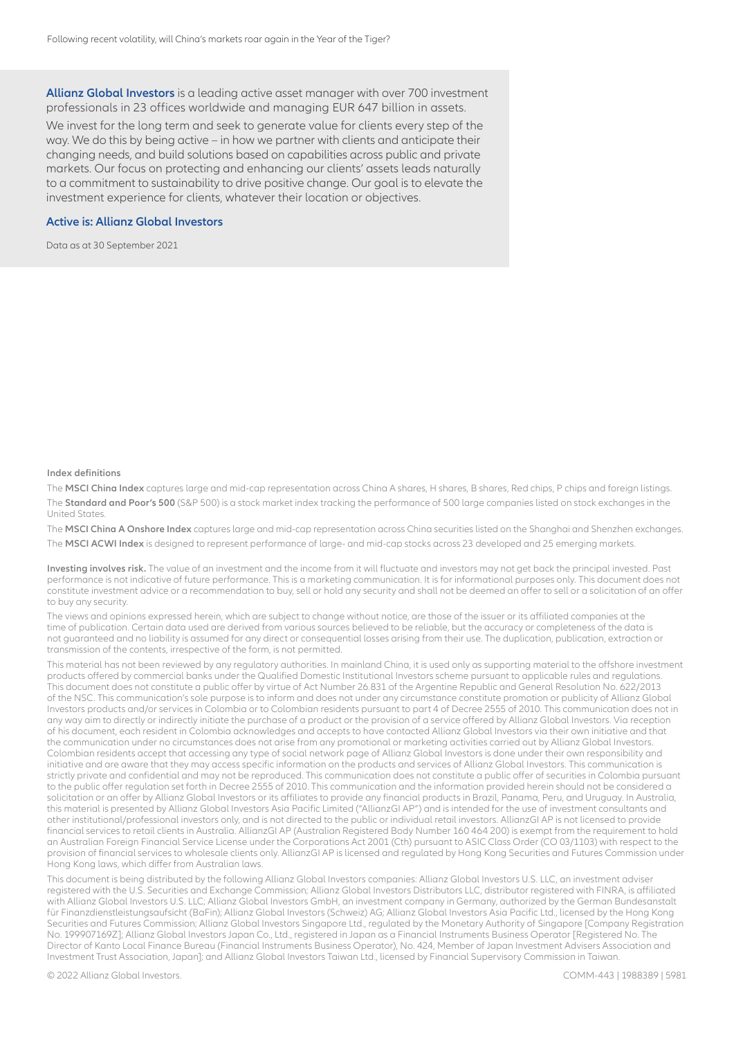**Allianz Global Investors** is a leading active asset manager with over 700 investment professionals in 23 offices worldwide and managing EUR 647 billion in assets.

We invest for the long term and seek to generate value for clients every step of the way. We do this by being active – in how we partner with clients and anticipate their changing needs, and build solutions based on capabilities across public and private markets. Our focus on protecting and enhancing our clients' assets leads naturally to a commitment to sustainability to drive positive change. Our goal is to elevate the investment experience for clients, whatever their location or objectives.

**Active is: Allianz Global Investors**

Data as at 30 September 2021

**Index definitions**

The **MSCI China Index** captures large and mid-cap representation across China A shares, H shares, B shares, Red chips, P chips and foreign listings.

The **Standard and Poor's 500** (S&P 500) is a stock market index tracking the performance of 500 large companies listed on stock exchanges in the United States.

The **MSCI China A Onshore Index** captures large and mid-cap representation across China securities listed on the Shanghai and Shenzhen exchanges.

The **MSCI ACWI Index** is designed to represent performance of large- and mid-cap stocks across 23 developed and 25 emerging markets.

**Investing involves risk.** The value of an investment and the income from it will fluctuate and investors may not get back the principal invested. Past performance is not indicative of future performance. This is a marketing communication. It is for informational purposes only. This document does not constitute investment advice or a recommendation to buy, sell or hold any security and shall not be deemed an offer to sell or a solicitation of an offer to buy any security.

The views and opinions expressed herein, which are subject to change without notice, are those of the issuer or its affiliated companies at the time of publication. Certain data used are derived from various sources believed to be reliable, but the accuracy or completeness of the data is not guaranteed and no liability is assumed for any direct or consequential losses arising from their use. The duplication, publication, extraction or transmission of the contents, irrespective of the form, is not permitted.

This material has not been reviewed by any regulatory authorities. In mainland China, it is used only as supporting material to the offshore investment products offered by commercial banks under the Qualified Domestic Institutional Investors scheme pursuant to applicable rules and regulations. This document does not constitute a public offer by virtue of Act Number 26.831 of the Argentine Republic and General Resolution No. 622/2013 of the NSC. This communication's sole purpose is to inform and does not under any circumstance constitute promotion or publicity of Allianz Global Investors products and/or services in Colombia or to Colombian residents pursuant to part 4 of Decree 2555 of 2010. This communication does not in any way aim to directly or indirectly initiate the purchase of a product or the provision of a service offered by Allianz Global Investors. Via reception of his document, each resident in Colombia acknowledges and accepts to have contacted Allianz Global Investors via their own initiative and that the communication under no circumstances does not arise from any promotional or marketing activities carried out by Allianz Global Investors. Colombian residents accept that accessing any type of social network page of Allianz Global Investors is done under their own responsibility and initiative and are aware that they may access specific information on the products and services of Allianz Global Investors. This communication is strictly private and confidential and may not be reproduced. This communication does not constitute a public offer of securities in Colombia pursuant to the public offer regulation set forth in Decree 2555 of 2010. This communication and the information provided herein should not be considered a solicitation or an offer by Allianz Global Investors or its affiliates to provide any financial products in Brazil, Panama, Peru, and Uruguay. In Australia, this material is presented by Allianz Global Investors Asia Pacific Limited ("AllianzGI AP") and is intended for the use of investment consultants and other institutional/professional investors only, and is not directed to the public or individual retail investors. AllianzGI AP is not licensed to provide financial services to retail clients in Australia. AllianzGI AP (Australian Registered Body Number 160 464 200) is exempt from the requirement to hold an Australian Foreign Financial Service License under the Corporations Act 2001 (Cth) pursuant to ASIC Class Order (CO 03/1103) with respect to the provision of financial services to wholesale clients only. AllianzGI AP is licensed and regulated by Hong Kong Securities and Futures Commission under Hong Kong laws, which differ from Australian laws.

This document is being distributed by the following Allianz Global Investors companies: Allianz Global Investors U.S. LLC, an investment adviser registered with the U.S. Securities and Exchange Commission; Allianz Global Investors Distributors LLC, distributor registered with FINRA, is affiliated with Allianz Global Investors U.S. LLC; Allianz Global Investors GmbH, an investment company in Germany, authorized by the German Bundesanstalt für Finanzdienstleistungsaufsicht (BaFin); Allianz Global Investors (Schweiz) AG; Allianz Global Investors Asia Pacific Ltd., licensed by the Hong Kong Securities and Futures Commission; Allianz Global Investors Singapore Ltd., regulated by the Monetary Authority of Singapore [Company Registration No. 199907169Z]; Allianz Global Investors Japan Co., Ltd., registered in Japan as a Financial Instruments Business Operator [Registered No. The Director of Kanto Local Finance Bureau (Financial Instruments Business Operator), No. 424, Member of Japan Investment Advisers Association and Investment Trust Association, Japan]; and Allianz Global Investors Taiwan Ltd., licensed by Financial Supervisory Commission in Taiwan.

© 2022 Allianz Global Investors.

COMM-443 | 1988389 | 5981